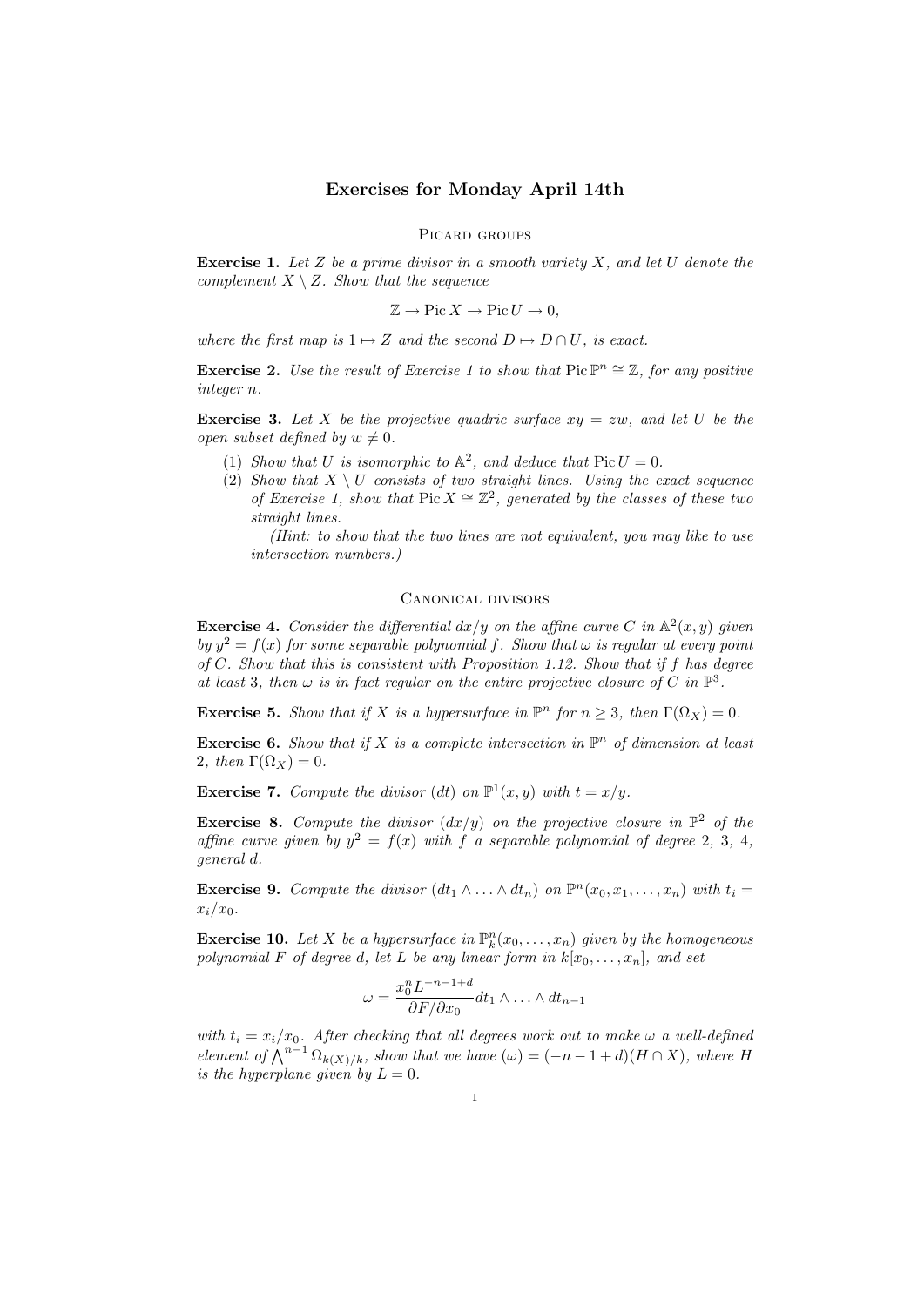# Exercises for Monday April 14th

## Picard groups

**Exercise 1.** *Let $Z$ be a prime divisor in a smooth variety $X$, and let $U$ denote the complement $X \setminus Z$. Show that the sequence*

$$\mathbb{Z} \to \operatorname{Pic} X \to \operatorname{Pic} U \to 0,$$

*where the first map is $1 \mapsto Z$ and the second $D \mapsto D \cap U$, is exact.*

**Exercise 2.** *Use the result of Exercise 1 to show that $\operatorname{Pic} \mathbb{P}^n \cong \mathbb{Z}$, for any positive integer $n$.*

**Exercise 3.** *Let $X$ be the projective quadric surface $xy = zw$, and let $U$ be the open subset defined by $w \neq 0$.*

1. *Show that $U$ is isomorphic to $\mathbb{A}^2$, and deduce that $\operatorname{Pic} U = 0$.*
2. *Show that $X \setminus U$ consists of two straight lines. Using the exact sequence of Exercise 1, show that $\operatorname{Pic} X \cong \mathbb{Z}^2$, generated by the classes of these two straight lines.*

   *(Hint: to show that the two lines are not equivalent, you may like to use intersection numbers.)*

## Canonical divisors

**Exercise 4.** *Consider the differential $dx/y$ on the affine curve $C$ in $\mathbb{A}^2(x, y)$ given by $y^2 = f(x)$ for some separable polynomial $f$. Show that $\omega$ is regular at every point of $C$. Show that this is consistent with Proposition 1.12. Show that if $f$ has degree at least 3, then $\omega$ is in fact regular on the entire projective closure of $C$ in $\mathbb{P}^3$.*

**Exercise 5.** *Show that if $X$ is a hypersurface in $\mathbb{P}^n$ for $n \geq 3$, then $\Gamma(\Omega_X) = 0$.*

**Exercise 6.** *Show that if $X$ is a complete intersection in $\mathbb{P}^n$ of dimension at least 2, then $\Gamma(\Omega_X) = 0$.*

**Exercise 7.** *Compute the divisor $(dt)$ on $\mathbb{P}^1(x, y)$ with $t = x/y$.*

**Exercise 8.** *Compute the divisor $(dx/y)$ on the projective closure in $\mathbb{P}^2$ of the affine curve given by $y^2 = f(x)$ with $f$ a separable polynomial of degree 2, 3, 4, general $d$.*

**Exercise 9.** *Compute the divisor $(dt_1 \wedge \ldots \wedge dt_n)$ on $\mathbb{P}^n(x_0, x_1, \ldots, x_n)$ with $t_i = x_i/x_0$.*

**Exercise 10.** *Let $X$ be a hypersurface in $\mathbb{P}^n_k(x_0, \ldots, x_n)$ given by the homogeneous polynomial $F$ of degree $d$, let $L$ be any linear form in $k[x_0, \ldots, x_n]$, and set*

$$\omega = \frac{x_0^n L^{-n-1+d}}{\partial F / \partial x_0} dt_1 \wedge \ldots \wedge dt_{n-1}$$

*with $t_i = x_i/x_0$. After checking that all degrees work out to make $\omega$ a well-defined element of $\bigwedge^{n-1} \Omega_{k(X)/k}$, show that we have $(\omega) = (-n - 1 + d)(H \cap X)$, where $H$ is the hyperplane given by $L = 0$.*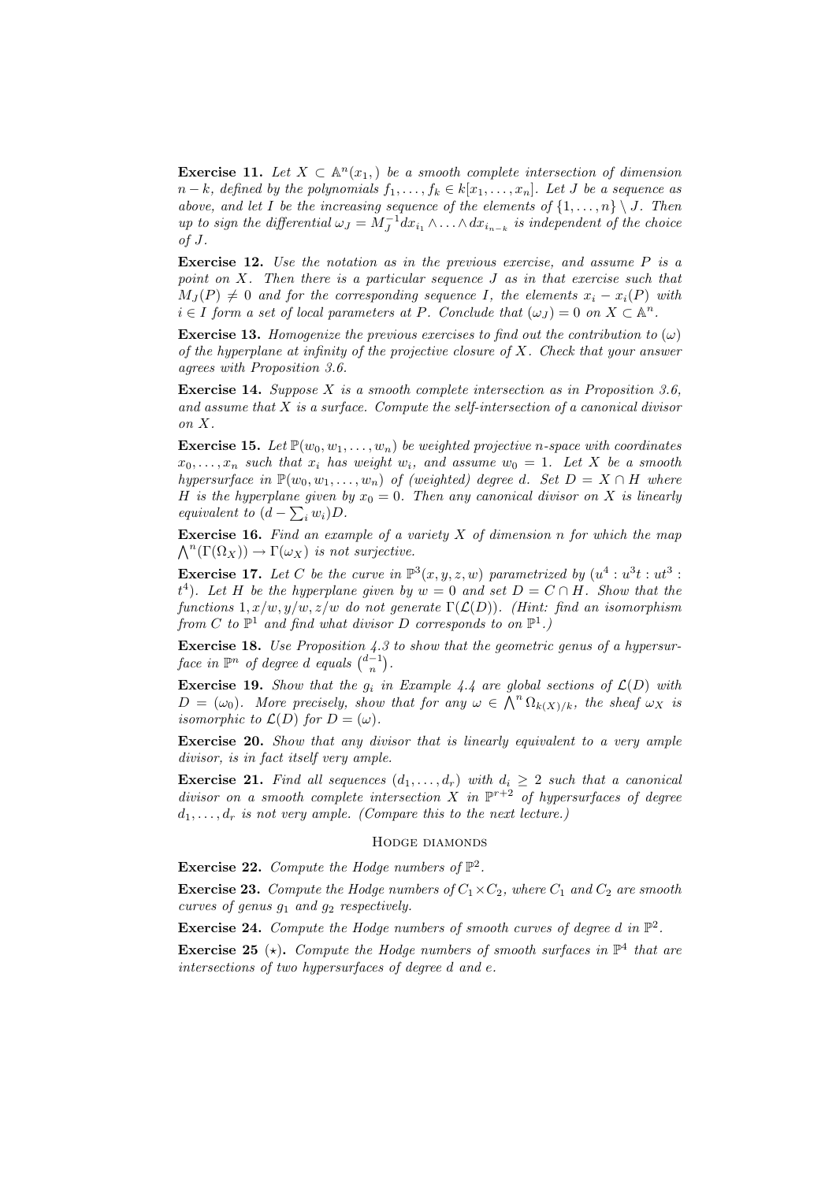**Exercise 11.** *Let $X \subset \mathbb{A}^n(x_1,)$ be a smooth complete intersection of dimension $n-k$, defined by the polynomials $f_1, \ldots, f_k \in k[x_1, \ldots, x_n]$. Let $J$ be a sequence as above, and let $I$ be the increasing sequence of the elements of $\{1, \ldots, n\} \setminus J$. Then up to sign the differential $\omega_J = M_J^{-1} dx_{i_1} \wedge \ldots \wedge dx_{i_{n-k}}$ is independent of the choice of $J$.*

**Exercise 12.** *Use the notation as in the previous exercise, and assume $P$ is a point on $X$. Then there is a particular sequence $J$ as in that exercise such that $M_J(P) \neq 0$ and for the corresponding sequence $I$, the elements $x_i - x_i(P)$ with $i \in I$ form a set of local parameters at $P$. Conclude that $(\omega_J) = 0$ on $X \subset \mathbb{A}^n$.*

**Exercise 13.** *Homogenize the previous exercises to find out the contribution to $(\omega)$ of the hyperplane at infinity of the projective closure of $X$. Check that your answer agrees with Proposition 3.6.*

**Exercise 14.** *Suppose $X$ is a smooth complete intersection as in Proposition 3.6, and assume that $X$ is a surface. Compute the self-intersection of a canonical divisor on $X$.*

**Exercise 15.** *Let $\mathbb{P}(w_0, w_1, \ldots, w_n)$ be weighted projective $n$-space with coordinates $x_0, \ldots, x_n$ such that $x_i$ has weight $w_i$, and assume $w_0 = 1$. Let $X$ be a smooth hypersurface in $\mathbb{P}(w_0, w_1, \ldots, w_n)$ of (weighted) degree $d$. Set $D = X \cap H$ where $H$ is the hyperplane given by $x_0 = 0$. Then any canonical divisor on $X$ is linearly equivalent to $(d - \sum_i w_i)D$.*

**Exercise 16.** *Find an example of a variety $X$ of dimension $n$ for which the map $\bigwedge^n(\Gamma(\Omega_X)) \to \Gamma(\omega_X)$ is not surjective.*

**Exercise 17.** *Let $C$ be the curve in $\mathbb{P}^3(x, y, z, w)$ parametrized by $(u^4 : u^3t : ut^3 : t^4)$. Let $H$ be the hyperplane given by $w = 0$ and set $D = C \cap H$. Show that the functions $1, x/w, y/w, z/w$ do not generate $\Gamma(\mathcal{L}(D))$. (Hint: find an isomorphism from $C$ to $\mathbb{P}^1$ and find what divisor $D$ corresponds to on $\mathbb{P}^1$.)*

**Exercise 18.** *Use Proposition 4.3 to show that the geometric genus of a hypersurface in $\mathbb{P}^n$ of degree $d$ equals $\binom{d-1}{n}$.*

**Exercise 19.** *Show that the $g_i$ in Example 4.4 are global sections of $\mathcal{L}(D)$ with $D = (\omega_0)$. More precisely, show that for any $\omega \in \bigwedge^n \Omega_{k(X)/k}$, the sheaf $\omega_X$ is isomorphic to $\mathcal{L}(D)$ for $D = (\omega)$.*

**Exercise 20.** *Show that any divisor that is linearly equivalent to a very ample divisor, is in fact itself very ample.*

**Exercise 21.** *Find all sequences $(d_1, \ldots, d_r)$ with $d_i \geq 2$ such that a canonical divisor on a smooth complete intersection $X$ in $\mathbb{P}^{r+2}$ of hypersurfaces of degree $d_1, \ldots, d_r$ is not very ample. (Compare this to the next lecture.)*

## Hodge diamonds

**Exercise 22.** *Compute the Hodge numbers of $\mathbb{P}^2$.*

**Exercise 23.** *Compute the Hodge numbers of $C_1 \times C_2$, where $C_1$ and $C_2$ are smooth curves of genus $g_1$ and $g_2$ respectively.*

**Exercise 24.** *Compute the Hodge numbers of smooth curves of degree $d$ in $\mathbb{P}^2$.*

**Exercise 25** ($\star$)**.** *Compute the Hodge numbers of smooth surfaces in $\mathbb{P}^4$ that are intersections of two hypersurfaces of degree $d$ and $e$.*